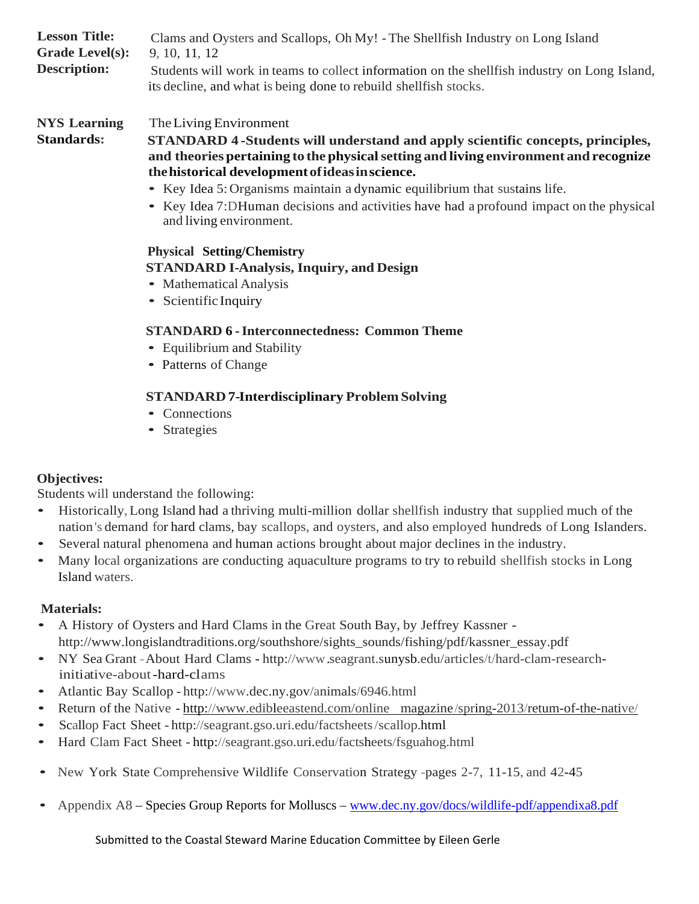**Lesson Title:** Clams and Oysters and Scallops, Oh My! - The Shellfish Industry on Long Island

**Grade Level(s):** 9, 10, 11, 12

**Description:** Students will work in teams to collect information on the shellfish industry on Long Island, its decline, and what is being done to rebuild shellfish stocks.

**NYS Learning Standards:**

The Living Environment

**STANDARD 4 -Students will understand and apply scientific concepts, principles, and theories pertaining to the physical setting and living environment and recognize the historical development of ideas in science.**

- Key Idea 5: Organisms maintain a dynamic equilibrium that sustains life.
- Key Idea 7:DHuman decisions and activities have had a profound impact on the physical and living environment.

**Physical Setting/Chemistry**

**STANDARD I-Analysis, Inquiry, and Design**

- Mathematical Analysis
- Scientific Inquiry

**STANDARD 6 - Interconnectedness: Common Theme**

- Equilibrium and Stability
- Patterns of Change

**STANDARD 7-Interdisciplinary Problem Solving**

- Connections
- Strategies

**Objectives:**

Students will understand the following:

- Historically, Long Island had a thriving multi-million dollar shellfish industry that supplied much of the nation's demand for hard clams, bay scallops, and oysters, and also employed hundreds of Long Islanders.
- Several natural phenomena and human actions brought about major declines in the industry.
- Many local organizations are conducting aquaculture programs to try to rebuild shellfish stocks in Long Island waters.

**Materials:**

- A History of Oysters and Hard Clams in the Great South Bay, by Jeffrey Kassner - http://www.longislandtraditions.org/southshore/sights_sounds/fishing/pdf/kassner_essay.pdf
- NY Sea Grant - About Hard Clams - http://www.seagrant.sunysb.edu/articles/t/hard-clam-research-initiative-about-hard-clams
- Atlantic Bay Scallop - http://www.dec.ny.gov/animals/6946.html
- Return of the Native - http://www.edibleeastend.com/online_magazine/spring-2013/return-of-the-native/
- Scallop Fact Sheet - http://seagrant.gso.uri.edu/factsheets/scallop.html
- Hard Clam Fact Sheet - http://seagrant.gso.uri.edu/factsheets/fsguahog.html
- New York State Comprehensive Wildlife Conservation Strategy -pages 2-7, 11-15, and 42-45
- Appendix A8 – Species Group Reports for Molluscs – www.dec.ny.gov/docs/wildlife-pdf/appendixa8.pdf

Submitted to the Coastal Steward Marine Education Committee by Eileen Gerle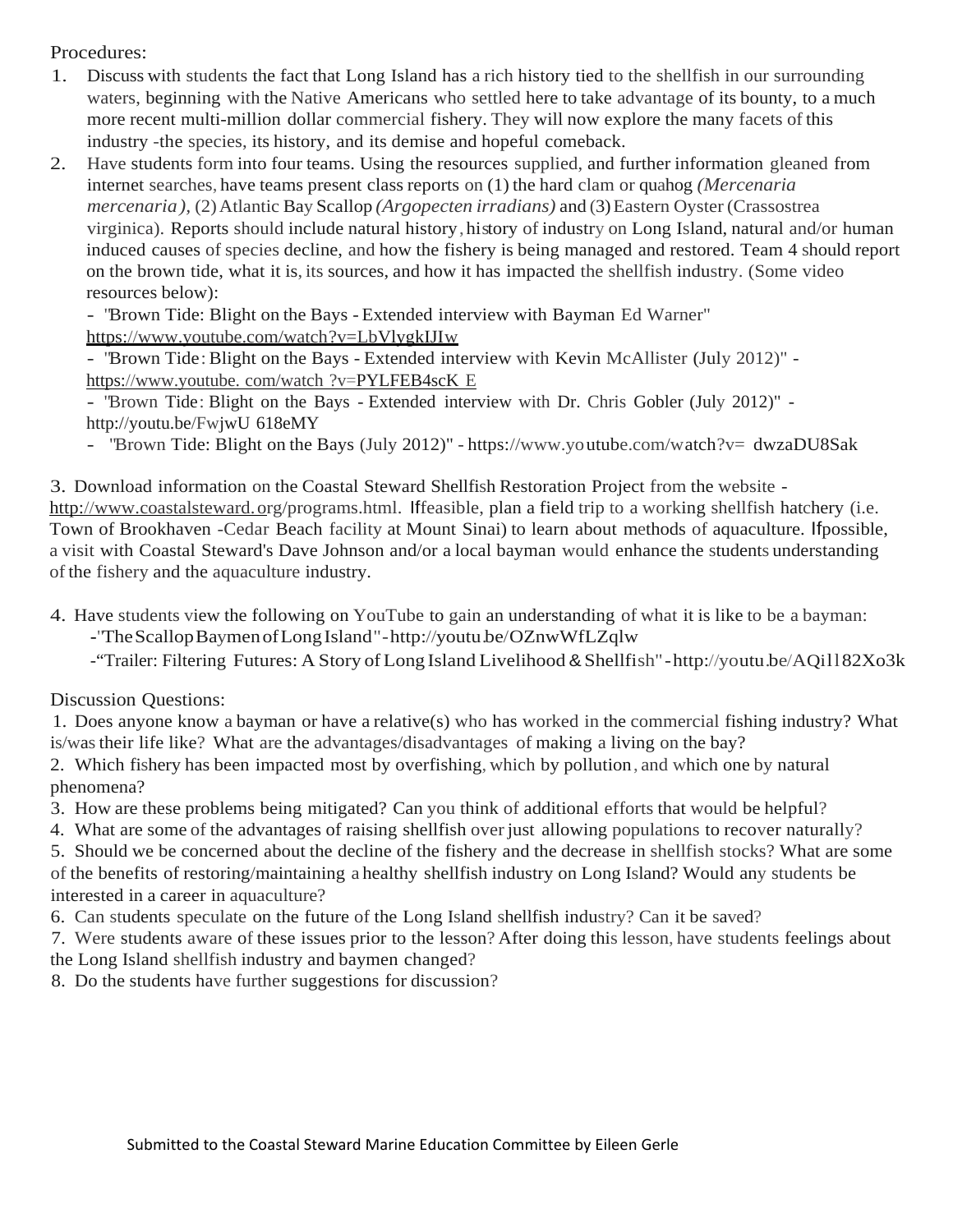Procedures:

1. Discuss with students the fact that Long Island has a rich history tied to the shellfish in our surrounding waters, beginning with the Native Americans who settled here to take advantage of its bounty, to a much more recent multi-million dollar commercial fishery. They will now explore the many facets of this industry -the species, its history, and its demise and hopeful comeback.
2. Have students form into four teams. Using the resources supplied, and further information gleaned from internet searches, have teams present class reports on (1) the hard clam or quahog *(Mercenaria mercenaria)*, (2) Atlantic Bay Scallop *(Argopecten irradians)* and (3) Eastern Oyster (Crassostrea virginica). Reports should include natural history, history of industry on Long Island, natural and/or human induced causes of species decline, and how the fishery is being managed and restored. Team 4 should report on the brown tide, what it is, its sources, and how it has impacted the shellfish industry. (Some video resources below):
   - "Brown Tide: Blight on the Bays - Extended interview with Bayman Ed Warner" https://www.youtube.com/watch?v=LbVlygkIJIw
   - "Brown Tide: Blight on the Bays - Extended interview with Kevin McAllister (July 2012)" - https://www.youtube.com/watch?v=PYLFEB4scK E
   - "Brown Tide: Blight on the Bays - Extended interview with Dr. Chris Gobler (July 2012)" - http://youtu.be/FwjwU 618eMY
   - "Brown Tide: Blight on the Bays (July 2012)" - https://www.youtube.com/watch?v= dwzaDU8Sak

3. Download information on the Coastal Steward Shellfish Restoration Project from the website - http://www.coastalsteward.org/programs.html. If feasible, plan a field trip to a working shellfish hatchery (i.e. Town of Brookhaven -Cedar Beach facility at Mount Sinai) to learn about methods of aquaculture. If possible, a visit with Coastal Steward's Dave Johnson and/or a local bayman would enhance the students understanding of the fishery and the aquaculture industry.

4. Have students view the following on YouTube to gain an understanding of what it is like to be a bayman:
   - "The Scallop Baymen of Long Island" - http://youtu.be/OZnwWfLZqlw
   - "Trailer: Filtering Futures: A Story of Long Island Livelihood & Shellfish" - http://youtu.be/AQi1l82Xo3k

Discussion Questions:

1. Does anyone know a bayman or have a relative(s) who has worked in the commercial fishing industry? What is/was their life like? What are the advantages/disadvantages of making a living on the bay?
2. Which fishery has been impacted most by overfishing, which by pollution, and which one by natural phenomena?
3. How are these problems being mitigated? Can you think of additional efforts that would be helpful?
4. What are some of the advantages of raising shellfish over just allowing populations to recover naturally?
5. Should we be concerned about the decline of the fishery and the decrease in shellfish stocks? What are some of the benefits of restoring/maintaining a healthy shellfish industry on Long Island? Would any students be interested in a career in aquaculture?
6. Can students speculate on the future of the Long Island shellfish industry? Can it be saved?
7. Were students aware of these issues prior to the lesson? After doing this lesson, have students feelings about the Long Island shellfish industry and baymen changed?
8. Do the students have further suggestions for discussion?

Submitted to the Coastal Steward Marine Education Committee by Eileen Gerle